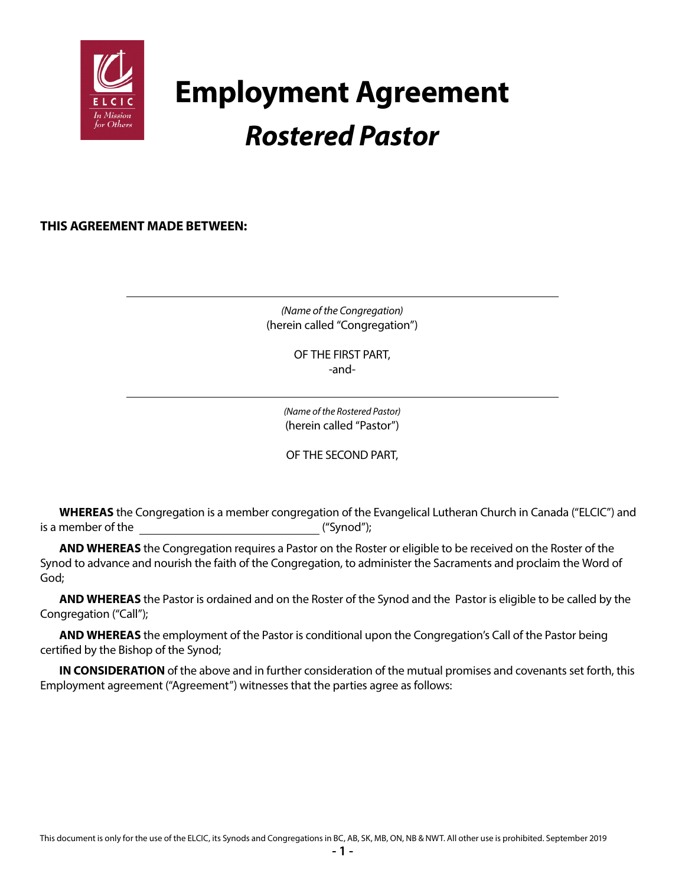# Employment Agreement

## *Rostered Pastor*

**THIS AGREEMENT MADE BETWEEN:**

\_\_\_\_\_\_\_\_\_\_\_\_\_\_\_\_\_\_\_\_\_\_\_\_\_\_\_\_\_\_\_\_\_\_\_\_\_\_\_\_\_\_\_\_\_\_\_\_\_\_\_\_\_\_\_\_\_\_\_\_\_\_\_\_

*(Name of the Congregation)*
(herein called "Congregation")

OF THE FIRST PART,
-and-

\_\_\_\_\_\_\_\_\_\_\_\_\_\_\_\_\_\_\_\_\_\_\_\_\_\_\_\_\_\_\_\_\_\_\_\_\_\_\_\_\_\_\_\_\_\_\_\_\_\_\_\_\_\_\_\_\_\_\_\_\_\_\_\_

*(Name of the Rostered Pastor)*
(herein called "Pastor")

OF THE SECOND PART,

**WHEREAS** the Congregation is a member congregation of the Evangelical Lutheran Church in Canada ("ELCIC") and is a member of the \_\_\_\_\_\_\_\_\_\_\_\_\_\_\_\_\_\_\_\_\_\_\_\_\_\_\_\_\_\_ ("Synod");

**AND WHEREAS** the Congregation requires a Pastor on the Roster or eligible to be received on the Roster of the Synod to advance and nourish the faith of the Congregation, to administer the Sacraments and proclaim the Word of God;

**AND WHEREAS** the Pastor is ordained and on the Roster of the Synod and the Pastor is eligible to be called by the Congregation ("Call");

**AND WHEREAS** the employment of the Pastor is conditional upon the Congregation's Call of the Pastor being certified by the Bishop of the Synod;

**IN CONSIDERATION** of the above and in further consideration of the mutual promises and covenants set forth, this Employment agreement ("Agreement") witnesses that the parties agree as follows:

This document is only for the use of the ELCIC, its Synods and Congregations in BC, AB, SK, MB, ON, NB & NWT. All other use is prohibited. September 2019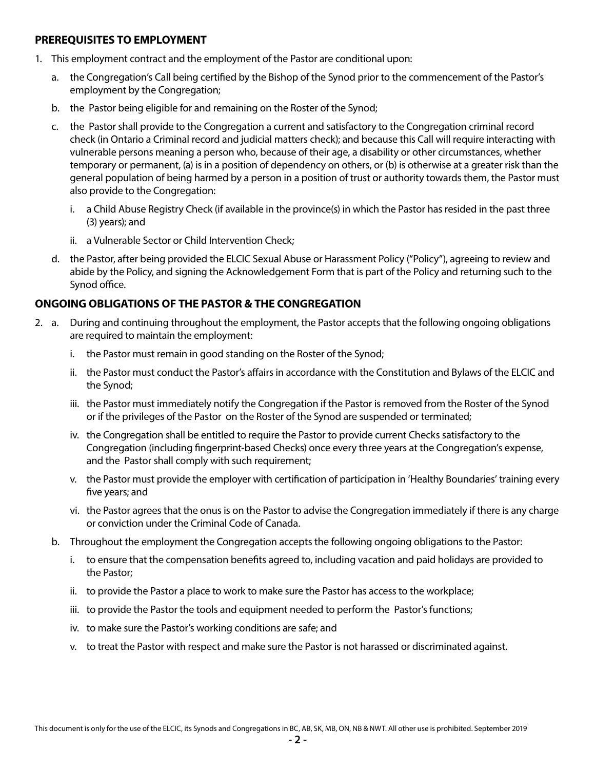## PREREQUISITES TO EMPLOYMENT

1. This employment contract and the employment of the Pastor are conditional upon:
   a. the Congregation's Call being certified by the Bishop of the Synod prior to the commencement of the Pastor's employment by the Congregation;
   b. the Pastor being eligible for and remaining on the Roster of the Synod;
   c. the Pastor shall provide to the Congregation a current and satisfactory to the Congregation criminal record check (in Ontario a Criminal record and judicial matters check); and because this Call will require interacting with vulnerable persons meaning a person who, because of their age, a disability or other circumstances, whether temporary or permanent, (a) is in a position of dependency on others, or (b) is otherwise at a greater risk than the general population of being harmed by a person in a position of trust or authority towards them, the Pastor must also provide to the Congregation:
      i. a Child Abuse Registry Check (if available in the province(s) in which the Pastor has resided in the past three (3) years); and
      ii. a Vulnerable Sector or Child Intervention Check;
   d. the Pastor, after being provided the ELCIC Sexual Abuse or Harassment Policy ("Policy"), agreeing to review and abide by the Policy, and signing the Acknowledgement Form that is part of the Policy and returning such to the Synod office.

## ONGOING OBLIGATIONS OF THE PASTOR & THE CONGREGATION

2. a. During and continuing throughout the employment, the Pastor accepts that the following ongoing obligations are required to maintain the employment:
      i. the Pastor must remain in good standing on the Roster of the Synod;
      ii. the Pastor must conduct the Pastor's affairs in accordance with the Constitution and Bylaws of the ELCIC and the Synod;
      iii. the Pastor must immediately notify the Congregation if the Pastor is removed from the Roster of the Synod or if the privileges of the Pastor on the Roster of the Synod are suspended or terminated;
      iv. the Congregation shall be entitled to require the Pastor to provide current Checks satisfactory to the Congregation (including fingerprint-based Checks) once every three years at the Congregation's expense, and the Pastor shall comply with such requirement;
      v. the Pastor must provide the employer with certification of participation in 'Healthy Boundaries' training every five years; and
      vi. the Pastor agrees that the onus is on the Pastor to advise the Congregation immediately if there is any charge or conviction under the Criminal Code of Canada.

   b. Throughout the employment the Congregation accepts the following ongoing obligations to the Pastor:
      i. to ensure that the compensation benefits agreed to, including vacation and paid holidays are provided to the Pastor;
      ii. to provide the Pastor a place to work to make sure the Pastor has access to the workplace;
      iii. to provide the Pastor the tools and equipment needed to perform the Pastor's functions;
      iv. to make sure the Pastor's working conditions are safe; and
      v. to treat the Pastor with respect and make sure the Pastor is not harassed or discriminated against.

This document is only for the use of the ELCIC, its Synods and Congregations in BC, AB, SK, MB, ON, NB & NWT. All other use is prohibited. September 2019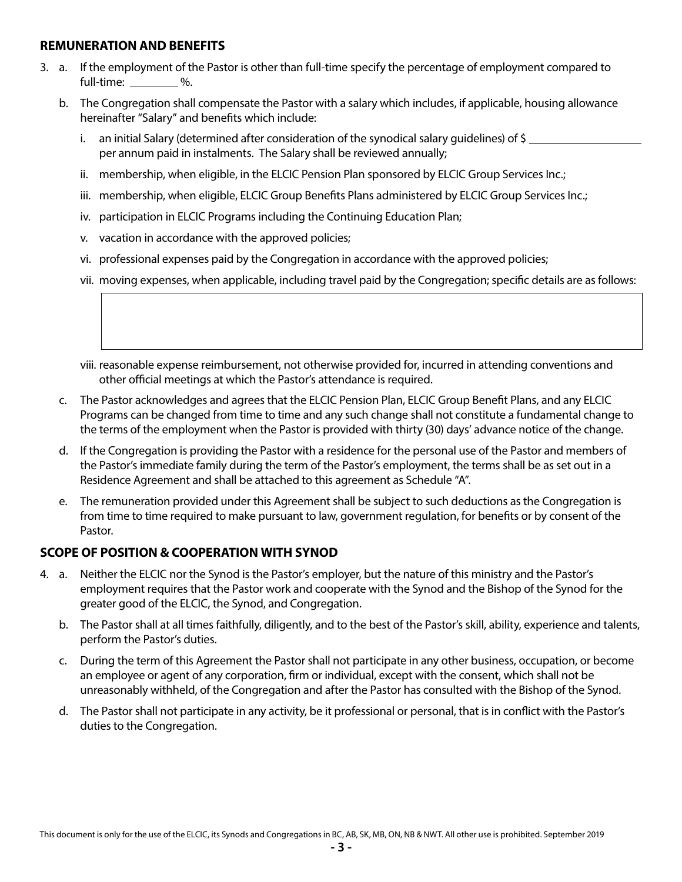## REMUNERATION AND BENEFITS

3. a. If the employment of the Pastor is other than full-time specify the percentage of employment compared to full-time: ________ %.

   b. The Congregation shall compensate the Pastor with a salary which includes, if applicable, housing allowance hereinafter "Salary" and benefits which include:

      i. an initial Salary (determined after consideration of the synodical salary guidelines) of $ __________________ per annum paid in instalments. The Salary shall be reviewed annually;

      ii. membership, when eligible, in the ELCIC Pension Plan sponsored by ELCIC Group Services Inc.;

      iii. membership, when eligible, ELCIC Group Benefits Plans administered by ELCIC Group Services Inc.;

      iv. participation in ELCIC Programs including the Continuing Education Plan;

      v. vacation in accordance with the approved policies;

      vi. professional expenses paid by the Congregation in accordance with the approved policies;

      vii. moving expenses, when applicable, including travel paid by the Congregation; specific details are as follows:

      viii. reasonable expense reimbursement, not otherwise provided for, incurred in attending conventions and other official meetings at which the Pastor's attendance is required.

   c. The Pastor acknowledges and agrees that the ELCIC Pension Plan, ELCIC Group Benefit Plans, and any ELCIC Programs can be changed from time to time and any such change shall not constitute a fundamental change to the terms of the employment when the Pastor is provided with thirty (30) days' advance notice of the change.

   d. If the Congregation is providing the Pastor with a residence for the personal use of the Pastor and members of the Pastor's immediate family during the term of the Pastor's employment, the terms shall be as set out in a Residence Agreement and shall be attached to this agreement as Schedule "A".

   e. The remuneration provided under this Agreement shall be subject to such deductions as the Congregation is from time to time required to make pursuant to law, government regulation, for benefits or by consent of the Pastor.

## SCOPE OF POSITION & COOPERATION WITH SYNOD

4. a. Neither the ELCIC nor the Synod is the Pastor's employer, but the nature of this ministry and the Pastor's employment requires that the Pastor work and cooperate with the Synod and the Bishop of the Synod for the greater good of the ELCIC, the Synod, and Congregation.

   b. The Pastor shall at all times faithfully, diligently, and to the best of the Pastor's skill, ability, experience and talents, perform the Pastor's duties.

   c. During the term of this Agreement the Pastor shall not participate in any other business, occupation, or become an employee or agent of any corporation, firm or individual, except with the consent, which shall not be unreasonably withheld, of the Congregation and after the Pastor has consulted with the Bishop of the Synod.

   d. The Pastor shall not participate in any activity, be it professional or personal, that is in conflict with the Pastor's duties to the Congregation.

This document is only for the use of the ELCIC, its Synods and Congregations in BC, AB, SK, MB, ON, NB & NWT. All other use is prohibited. September 2019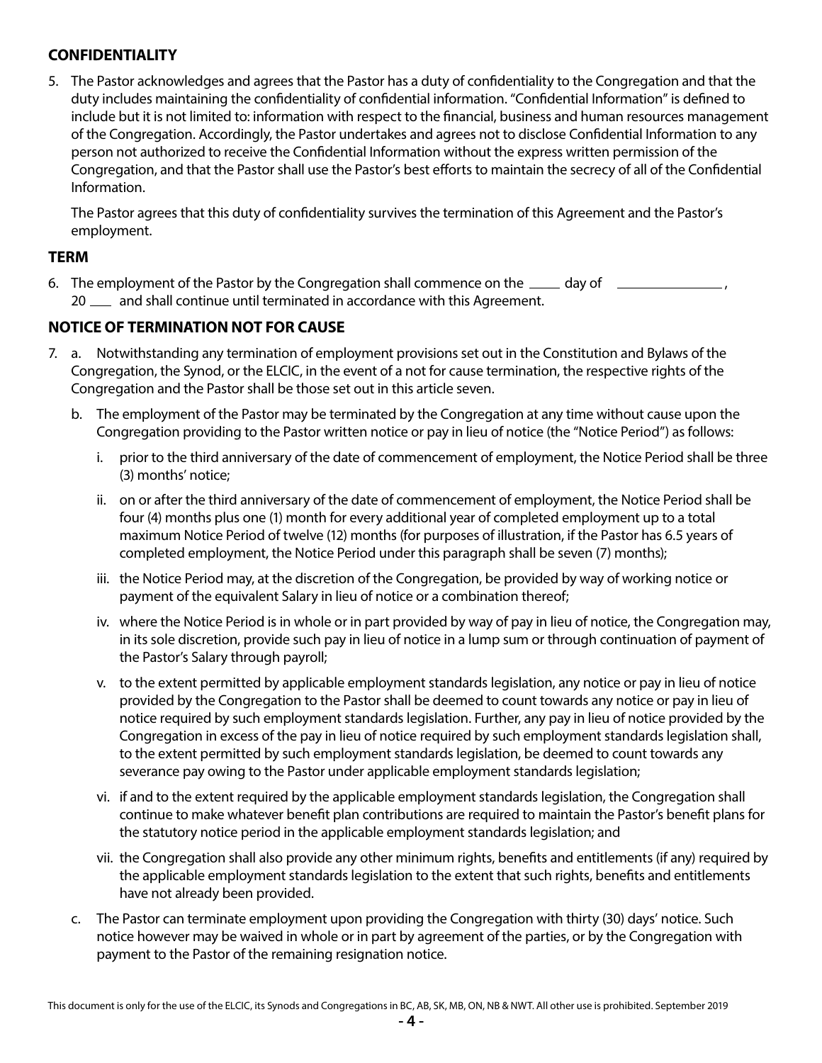## CONFIDENTIALITY

5. The Pastor acknowledges and agrees that the Pastor has a duty of confidentiality to the Congregation and that the duty includes maintaining the confidentiality of confidential information. "Confidential Information" is defined to include but it is not limited to: information with respect to the financial, business and human resources management of the Congregation. Accordingly, the Pastor undertakes and agrees not to disclose Confidential Information to any person not authorized to receive the Confidential Information without the express written permission of the Congregation, and that the Pastor shall use the Pastor's best efforts to maintain the secrecy of all of the Confidential Information.

   The Pastor agrees that this duty of confidentiality survives the termination of this Agreement and the Pastor's employment.

## TERM

6. The employment of the Pastor by the Congregation shall commence on the ____ day of ______________, 20 ___ and shall continue until terminated in accordance with this Agreement.

## NOTICE OF TERMINATION NOT FOR CAUSE

7. a. Notwithstanding any termination of employment provisions set out in the Constitution and Bylaws of the Congregation, the Synod, or the ELCIC, in the event of a not for cause termination, the respective rights of the Congregation and the Pastor shall be those set out in this article seven.

   b. The employment of the Pastor may be terminated by the Congregation at any time without cause upon the Congregation providing to the Pastor written notice or pay in lieu of notice (the "Notice Period") as follows:

      i. prior to the third anniversary of the date of commencement of employment, the Notice Period shall be three (3) months' notice;

      ii. on or after the third anniversary of the date of commencement of employment, the Notice Period shall be four (4) months plus one (1) month for every additional year of completed employment up to a total maximum Notice Period of twelve (12) months (for purposes of illustration, if the Pastor has 6.5 years of completed employment, the Notice Period under this paragraph shall be seven (7) months);

      iii. the Notice Period may, at the discretion of the Congregation, be provided by way of working notice or payment of the equivalent Salary in lieu of notice or a combination thereof;

      iv. where the Notice Period is in whole or in part provided by way of pay in lieu of notice, the Congregation may, in its sole discretion, provide such pay in lieu of notice in a lump sum or through continuation of payment of the Pastor's Salary through payroll;

      v. to the extent permitted by applicable employment standards legislation, any notice or pay in lieu of notice provided by the Congregation to the Pastor shall be deemed to count towards any notice or pay in lieu of notice required by such employment standards legislation. Further, any pay in lieu of notice provided by the Congregation in excess of the pay in lieu of notice required by such employment standards legislation shall, to the extent permitted by such employment standards legislation, be deemed to count towards any severance pay owing to the Pastor under applicable employment standards legislation;

      vi. if and to the extent required by the applicable employment standards legislation, the Congregation shall continue to make whatever benefit plan contributions are required to maintain the Pastor's benefit plans for the statutory notice period in the applicable employment standards legislation; and

      vii. the Congregation shall also provide any other minimum rights, benefits and entitlements (if any) required by the applicable employment standards legislation to the extent that such rights, benefits and entitlements have not already been provided.

   c. The Pastor can terminate employment upon providing the Congregation with thirty (30) days' notice. Such notice however may be waived in whole or in part by agreement of the parties, or by the Congregation with payment to the Pastor of the remaining resignation notice.

This document is only for the use of the ELCIC, its Synods and Congregations in BC, AB, SK, MB, ON, NB & NWT. All other use is prohibited. September 2019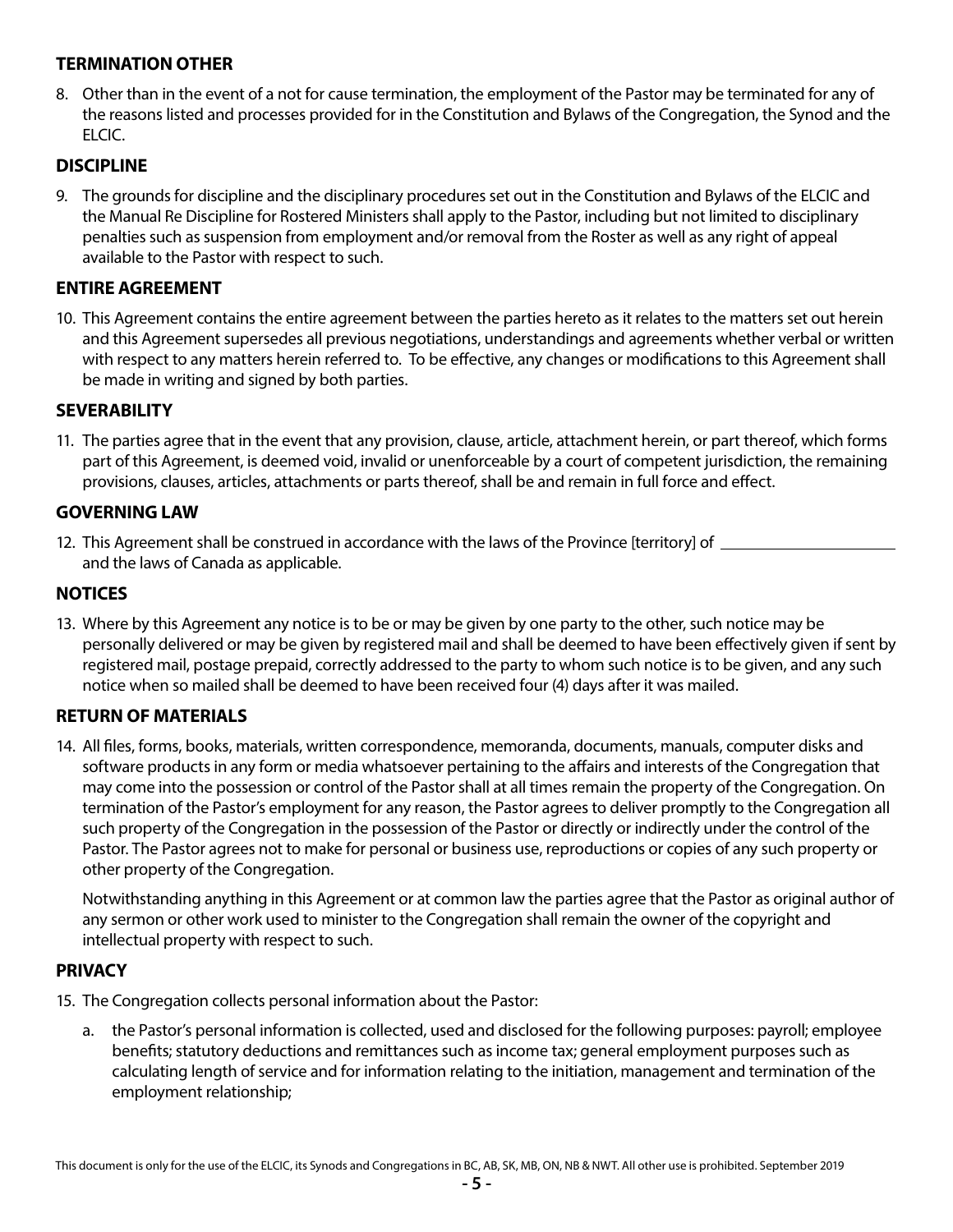### TERMINATION OTHER

8. Other than in the event of a not for cause termination, the employment of the Pastor may be terminated for any of the reasons listed and processes provided for in the Constitution and Bylaws of the Congregation, the Synod and the ELCIC.

### DISCIPLINE

9. The grounds for discipline and the disciplinary procedures set out in the Constitution and Bylaws of the ELCIC and the Manual Re Discipline for Rostered Ministers shall apply to the Pastor, including but not limited to disciplinary penalties such as suspension from employment and/or removal from the Roster as well as any right of appeal available to the Pastor with respect to such.

### ENTIRE AGREEMENT

10. This Agreement contains the entire agreement between the parties hereto as it relates to the matters set out herein and this Agreement supersedes all previous negotiations, understandings and agreements whether verbal or written with respect to any matters herein referred to. To be effective, any changes or modifications to this Agreement shall be made in writing and signed by both parties.

### SEVERABILITY

11. The parties agree that in the event that any provision, clause, article, attachment herein, or part thereof, which forms part of this Agreement, is deemed void, invalid or unenforceable by a court of competent jurisdiction, the remaining provisions, clauses, articles, attachments or parts thereof, shall be and remain in full force and effect.

### GOVERNING LAW

12. This Agreement shall be construed in accordance with the laws of the Province [territory] of ____________________ and the laws of Canada as applicable.

### NOTICES

13. Where by this Agreement any notice is to be or may be given by one party to the other, such notice may be personally delivered or may be given by registered mail and shall be deemed to have been effectively given if sent by registered mail, postage prepaid, correctly addressed to the party to whom such notice is to be given, and any such notice when so mailed shall be deemed to have been received four (4) days after it was mailed.

### RETURN OF MATERIALS

14. All files, forms, books, materials, written correspondence, memoranda, documents, manuals, computer disks and software products in any form or media whatsoever pertaining to the affairs and interests of the Congregation that may come into the possession or control of the Pastor shall at all times remain the property of the Congregation. On termination of the Pastor's employment for any reason, the Pastor agrees to deliver promptly to the Congregation all such property of the Congregation in the possession of the Pastor or directly or indirectly under the control of the Pastor. The Pastor agrees not to make for personal or business use, reproductions or copies of any such property or other property of the Congregation.

    Notwithstanding anything in this Agreement or at common law the parties agree that the Pastor as original author of any sermon or other work used to minister to the Congregation shall remain the owner of the copyright and intellectual property with respect to such.

### PRIVACY

15. The Congregation collects personal information about the Pastor:

    a. the Pastor's personal information is collected, used and disclosed for the following purposes: payroll; employee benefits; statutory deductions and remittances such as income tax; general employment purposes such as calculating length of service and for information relating to the initiation, management and termination of the employment relationship;

This document is only for the use of the ELCIC, its Synods and Congregations in BC, AB, SK, MB, ON, NB & NWT. All other use is prohibited. September 2019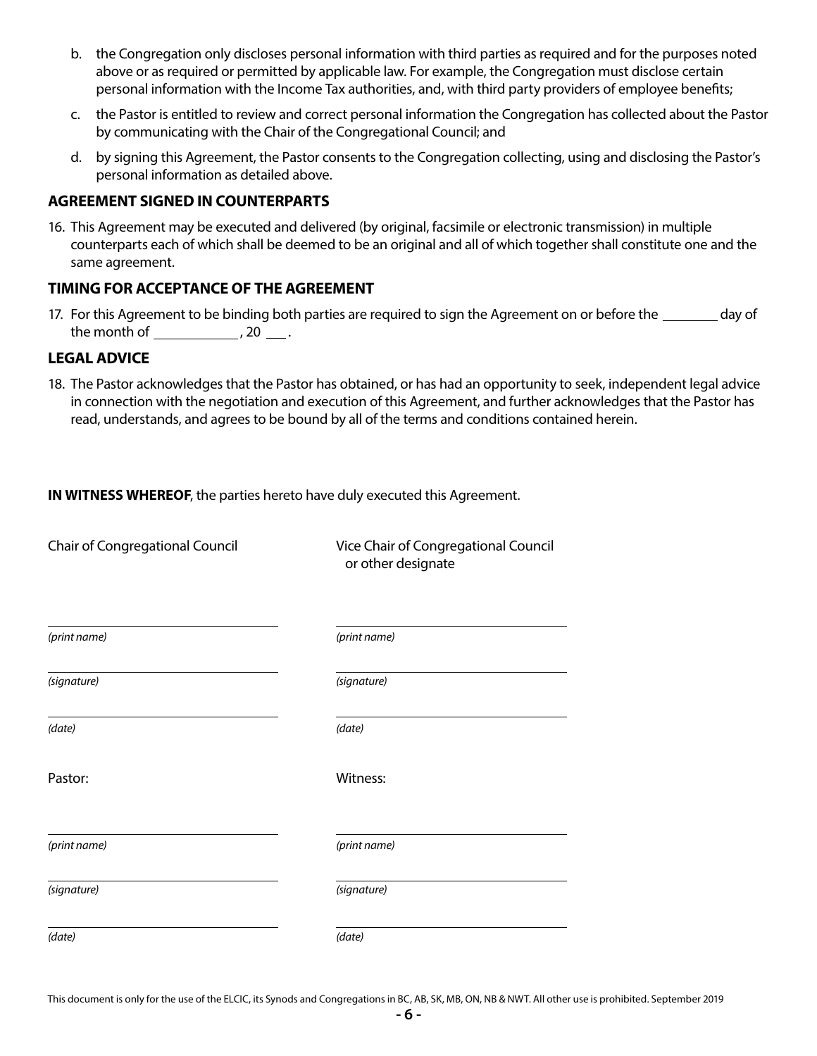b. the Congregation only discloses personal information with third parties as required and for the purposes noted above or as required or permitted by applicable law. For example, the Congregation must disclose certain personal information with the Income Tax authorities, and, with third party providers of employee benefits;

c. the Pastor is entitled to review and correct personal information the Congregation has collected about the Pastor by communicating with the Chair of the Congregational Council; and

d. by signing this Agreement, the Pastor consents to the Congregation collecting, using and disclosing the Pastor's personal information as detailed above.

## AGREEMENT SIGNED IN COUNTERPARTS

16. This Agreement may be executed and delivered (by original, facsimile or electronic transmission) in multiple counterparts each of which shall be deemed to be an original and all of which together shall constitute one and the same agreement.

## TIMING FOR ACCEPTANCE OF THE AGREEMENT

17. For this Agreement to be binding both parties are required to sign the Agreement on or before the ________ day of the month of ____________ , 20 ___ .

## LEGAL ADVICE

18. The Pastor acknowledges that the Pastor has obtained, or has had an opportunity to seek, independent legal advice in connection with the negotiation and execution of this Agreement, and further acknowledges that the Pastor has read, understands, and agrees to be bound by all of the terms and conditions contained herein.

**IN WITNESS WHEREOF**, the parties hereto have duly executed this Agreement.

Chair of Congregational Council

________________________________
*(print name)*

________________________________
*(signature)*

________________________________
*(date)*

Vice Chair of Congregational Council or other designate

________________________________
*(print name)*

________________________________
*(signature)*

________________________________
*(date)*

Pastor:

________________________________
*(print name)*

________________________________
*(signature)*

________________________________
*(date)*

Witness:

________________________________
*(print name)*

________________________________
*(signature)*

________________________________
*(date)*

This document is only for the use of the ELCIC, its Synods and Congregations in BC, AB, SK, MB, ON, NB & NWT. All other use is prohibited. September 2019